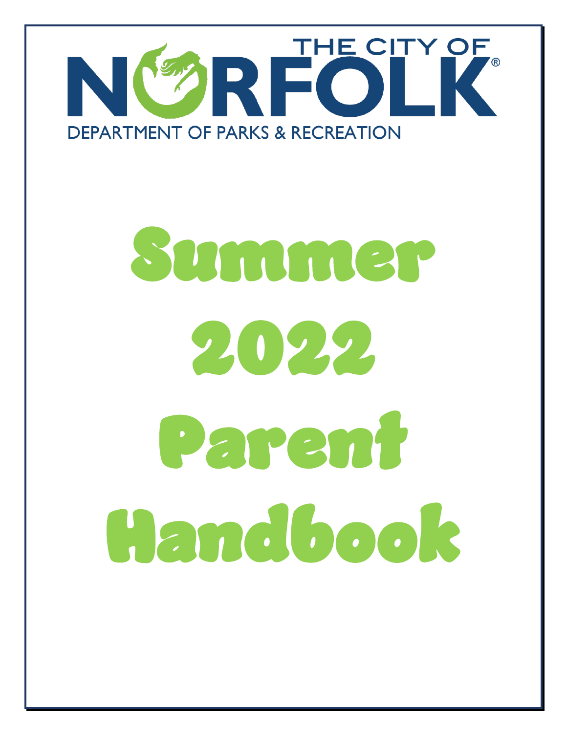THE CITY OF NORFOLK®

DEPARTMENT OF PARKS & RECREATION

# Summer 2022 Parent Handbook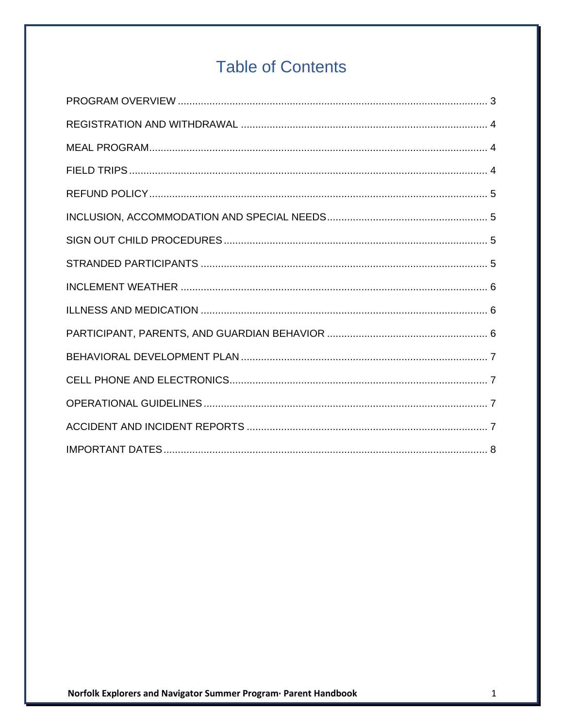# Table of Contents

PROGRAM OVERVIEW ........................................................................................................... 3

REGISTRATION AND WITHDRAWAL ..................................................................................... 4

MEAL PROGRAM..................................................................................................................... 4

FIELD TRIPS ............................................................................................................................ 4

REFUND POLICY..................................................................................................................... 5

INCLUSION, ACCOMMODATION AND SPECIAL NEEDS....................................................... 5

SIGN OUT CHILD PROCEDURES ........................................................................................... 5

STRANDED PARTICIPANTS ................................................................................................... 5

INCLEMENT WEATHER .......................................................................................................... 6

ILLNESS AND MEDICATION ................................................................................................... 6

PARTICIPANT, PARENTS, AND GUARDIAN BEHAVIOR ....................................................... 6

BEHAVIORAL DEVELOPMENT PLAN ..................................................................................... 7

CELL PHONE AND ELECTRONICS......................................................................................... 7

OPERATIONAL GUIDELINES .................................................................................................. 7

ACCIDENT AND INCIDENT REPORTS ................................................................................... 7

IMPORTANT DATES ................................................................................................................ 8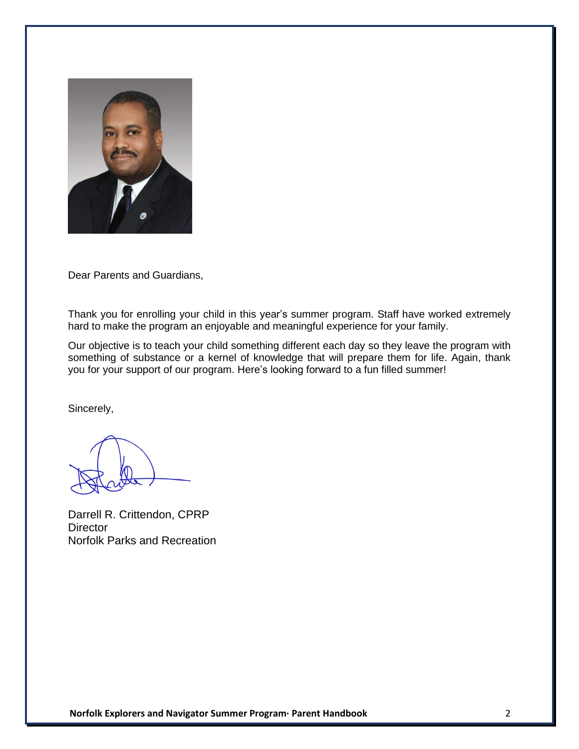Dear Parents and Guardians,

Thank you for enrolling your child in this year's summer program. Staff have worked extremely hard to make the program an enjoyable and meaningful experience for your family.

Our objective is to teach your child something different each day so they leave the program with something of substance or a kernel of knowledge that will prepare them for life. Again, thank you for your support of our program. Here's looking forward to a fun filled summer!

Sincerely,

Darrell R. Crittendon, CPRP
Director
Norfolk Parks and Recreation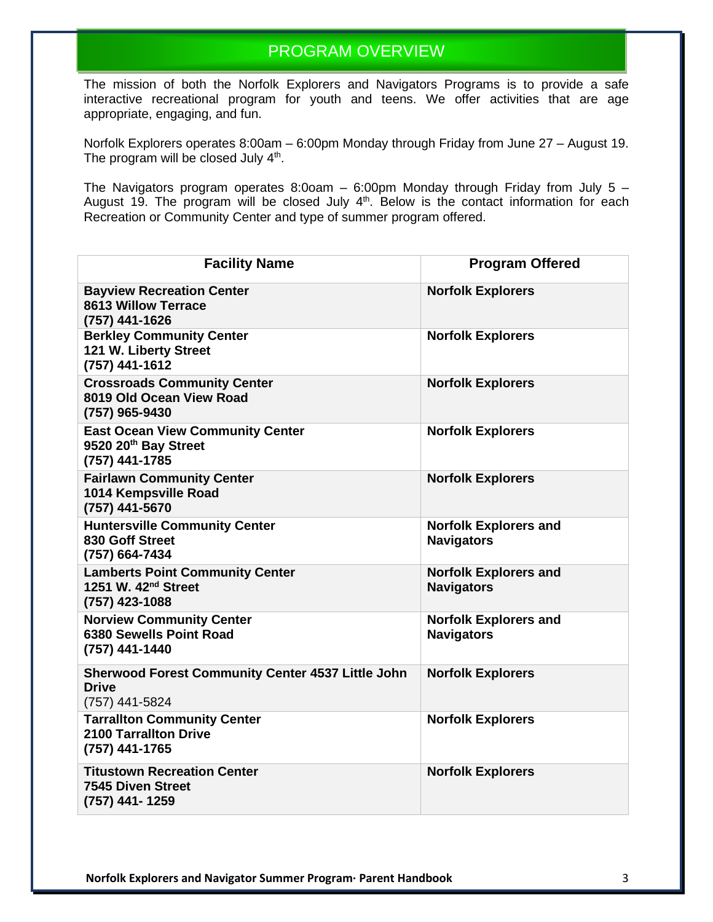## PROGRAM OVERVIEW

The mission of both the Norfolk Explorers and Navigators Programs is to provide a safe interactive recreational program for youth and teens. We offer activities that are age appropriate, engaging, and fun.

Norfolk Explorers operates 8:00am – 6:00pm Monday through Friday from June 27 – August 19. The program will be closed July 4th.

The Navigators program operates 8:0oam – 6:00pm Monday through Friday from July 5 – August 19. The program will be closed July 4th. Below is the contact information for each Recreation or Community Center and type of summer program offered.

| Facility Name | Program Offered |
|---|---|
| **Bayview Recreation Center**<br>**8613 Willow Terrace**<br>**(757) 441-1626** | **Norfolk Explorers** |
| **Berkley Community Center**<br>**121 W. Liberty Street**<br>**(757) 441-1612** | **Norfolk Explorers** |
| **Crossroads Community Center**<br>**8019 Old Ocean View Road**<br>**(757) 965-9430** | **Norfolk Explorers** |
| **East Ocean View Community Center**<br>**9520 20th Bay Street**<br>**(757) 441-1785** | **Norfolk Explorers** |
| **Fairlawn Community Center**<br>**1014 Kempsville Road**<br>**(757) 441-5670** | **Norfolk Explorers** |
| **Huntersville Community Center**<br>**830 Goff Street**<br>**(757) 664-7434** | **Norfolk Explorers and Navigators** |
| **Lamberts Point Community Center**<br>**1251 W. 42nd Street**<br>**(757) 423-1088** | **Norfolk Explorers and Navigators** |
| **Norview Community Center**<br>**6380 Sewells Point Road**<br>**(757) 441-1440** | **Norfolk Explorers and Navigators** |
| **Sherwood Forest Community Center 4537 Little John Drive**<br>(757) 441-5824 | **Norfolk Explorers** |
| **Tarrallton Community Center**<br>**2100 Tarrallton Drive**<br>**(757) 441-1765** | **Norfolk Explorers** |
| **Titustown Recreation Center**<br>**7545 Diven Street**<br>**(757) 441- 1259** | **Norfolk Explorers** |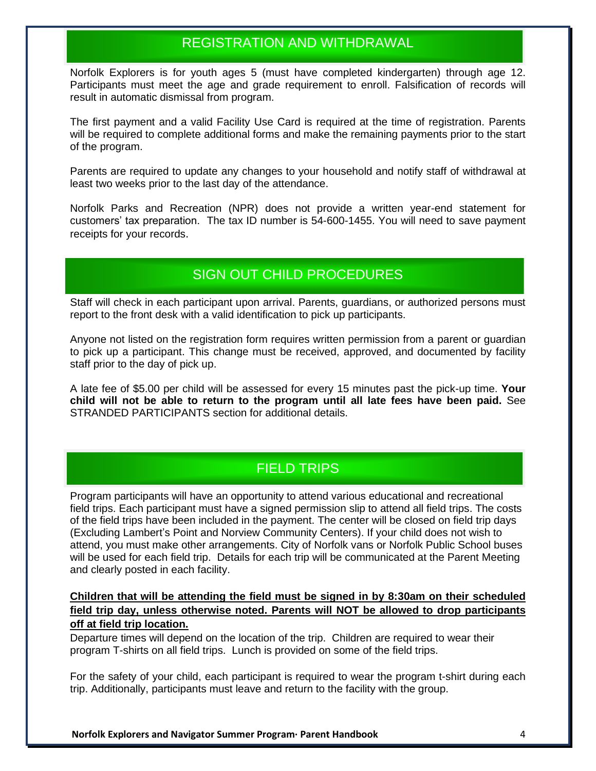## REGISTRATION AND WITHDRAWAL

Norfolk Explorers is for youth ages 5 (must have completed kindergarten) through age 12. Participants must meet the age and grade requirement to enroll. Falsification of records will result in automatic dismissal from program.

The first payment and a valid Facility Use Card is required at the time of registration. Parents will be required to complete additional forms and make the remaining payments prior to the start of the program.

Parents are required to update any changes to your household and notify staff of withdrawal at least two weeks prior to the last day of the attendance.

Norfolk Parks and Recreation (NPR) does not provide a written year-end statement for customers' tax preparation. The tax ID number is 54-600-1455. You will need to save payment receipts for your records.

## SIGN OUT CHILD PROCEDURES

Staff will check in each participant upon arrival. Parents, guardians, or authorized persons must report to the front desk with a valid identification to pick up participants.

Anyone not listed on the registration form requires written permission from a parent or guardian to pick up a participant. This change must be received, approved, and documented by facility staff prior to the day of pick up.

A late fee of $5.00 per child will be assessed for every 15 minutes past the pick-up time. **Your child will not be able to return to the program until all late fees have been paid.** See STRANDED PARTICIPANTS section for additional details.

## FIELD TRIPS

Program participants will have an opportunity to attend various educational and recreational field trips. Each participant must have a signed permission slip to attend all field trips. The costs of the field trips have been included in the payment. The center will be closed on field trip days (Excluding Lambert's Point and Norview Community Centers). If your child does not wish to attend, you must make other arrangements. City of Norfolk vans or Norfolk Public School buses will be used for each field trip. Details for each trip will be communicated at the Parent Meeting and clearly posted in each facility.

**Children that will be attending the field must be signed in by 8:30am on their scheduled field trip day, unless otherwise noted. Parents will NOT be allowed to drop participants off at field trip location.**

Departure times will depend on the location of the trip. Children are required to wear their program T-shirts on all field trips. Lunch is provided on some of the field trips.

For the safety of your child, each participant is required to wear the program t-shirt during each trip. Additionally, participants must leave and return to the facility with the group.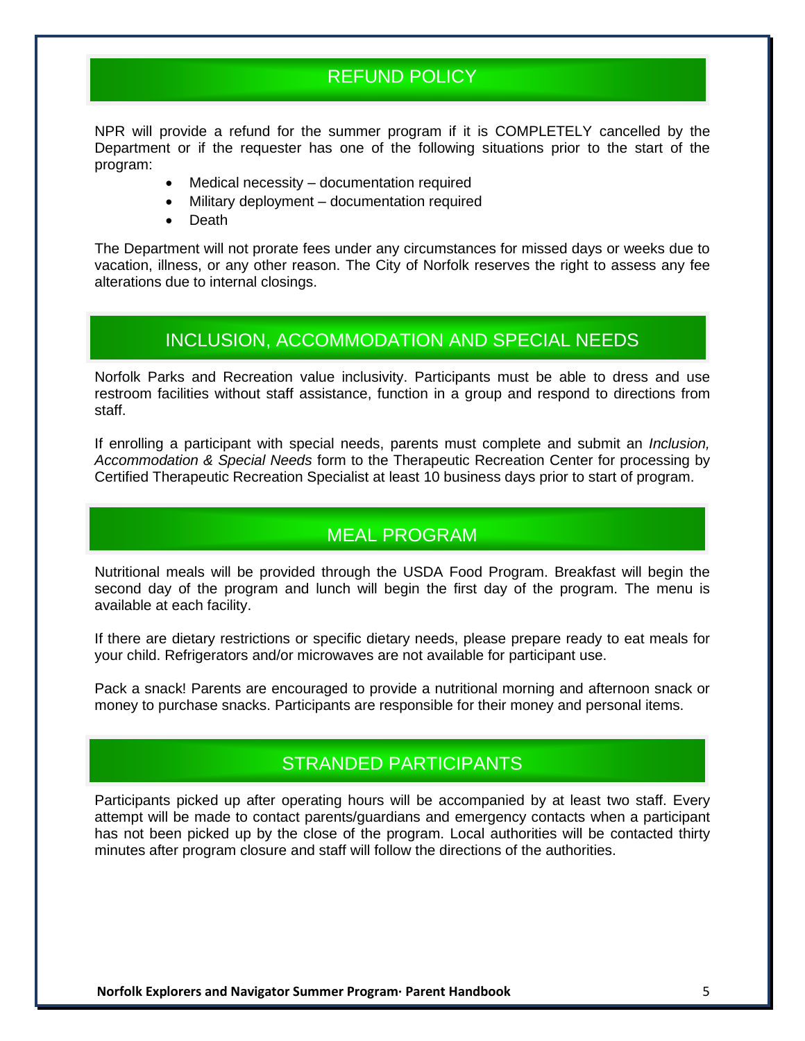## REFUND POLICY

NPR will provide a refund for the summer program if it is COMPLETELY cancelled by the Department or if the requester has one of the following situations prior to the start of the program:

- Medical necessity – documentation required
- Military deployment – documentation required
- Death

The Department will not prorate fees under any circumstances for missed days or weeks due to vacation, illness, or any other reason. The City of Norfolk reserves the right to assess any fee alterations due to internal closings.

## INCLUSION, ACCOMMODATION AND SPECIAL NEEDS

Norfolk Parks and Recreation value inclusivity. Participants must be able to dress and use restroom facilities without staff assistance, function in a group and respond to directions from staff.

If enrolling a participant with special needs, parents must complete and submit an *Inclusion, Accommodation & Special Needs* form to the Therapeutic Recreation Center for processing by Certified Therapeutic Recreation Specialist at least 10 business days prior to start of program.

## MEAL PROGRAM

Nutritional meals will be provided through the USDA Food Program. Breakfast will begin the second day of the program and lunch will begin the first day of the program. The menu is available at each facility.

If there are dietary restrictions or specific dietary needs, please prepare ready to eat meals for your child. Refrigerators and/or microwaves are not available for participant use.

Pack a snack! Parents are encouraged to provide a nutritional morning and afternoon snack or money to purchase snacks. Participants are responsible for their money and personal items.

## STRANDED PARTICIPANTS

Participants picked up after operating hours will be accompanied by at least two staff. Every attempt will be made to contact parents/guardians and emergency contacts when a participant has not been picked up by the close of the program. Local authorities will be contacted thirty minutes after program closure and staff will follow the directions of the authorities.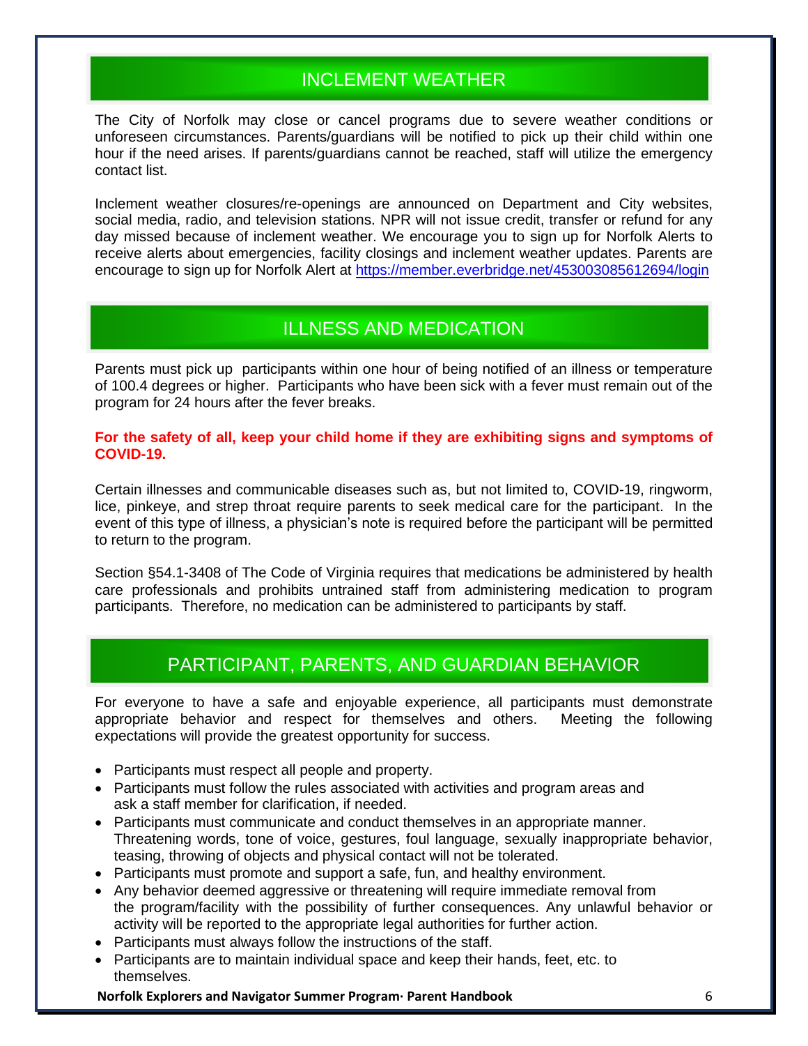## INCLEMENT WEATHER

The City of Norfolk may close or cancel programs due to severe weather conditions or unforeseen circumstances. Parents/guardians will be notified to pick up their child within one hour if the need arises. If parents/guardians cannot be reached, staff will utilize the emergency contact list.

Inclement weather closures/re-openings are announced on Department and City websites, social media, radio, and television stations. NPR will not issue credit, transfer or refund for any day missed because of inclement weather. We encourage you to sign up for Norfolk Alerts to receive alerts about emergencies, facility closings and inclement weather updates. Parents are encourage to sign up for Norfolk Alert at https://member.everbridge.net/453003085612694/login

## ILLNESS AND MEDICATION

Parents must pick up participants within one hour of being notified of an illness or temperature of 100.4 degrees or higher. Participants who have been sick with a fever must remain out of the program for 24 hours after the fever breaks.

**For the safety of all, keep your child home if they are exhibiting signs and symptoms of COVID-19.**

Certain illnesses and communicable diseases such as, but not limited to, COVID-19, ringworm, lice, pinkeye, and strep throat require parents to seek medical care for the participant. In the event of this type of illness, a physician's note is required before the participant will be permitted to return to the program.

Section §54.1-3408 of The Code of Virginia requires that medications be administered by health care professionals and prohibits untrained staff from administering medication to program participants. Therefore, no medication can be administered to participants by staff.

## PARTICIPANT, PARENTS, AND GUARDIAN BEHAVIOR

For everyone to have a safe and enjoyable experience, all participants must demonstrate appropriate behavior and respect for themselves and others. Meeting the following expectations will provide the greatest opportunity for success.

- Participants must respect all people and property.
- Participants must follow the rules associated with activities and program areas and ask a staff member for clarification, if needed.
- Participants must communicate and conduct themselves in an appropriate manner. Threatening words, tone of voice, gestures, foul language, sexually inappropriate behavior, teasing, throwing of objects and physical contact will not be tolerated.
- Participants must promote and support a safe, fun, and healthy environment.
- Any behavior deemed aggressive or threatening will require immediate removal from the program/facility with the possibility of further consequences. Any unlawful behavior or activity will be reported to the appropriate legal authorities for further action.
- Participants must always follow the instructions of the staff.
- Participants are to maintain individual space and keep their hands, feet, etc. to themselves.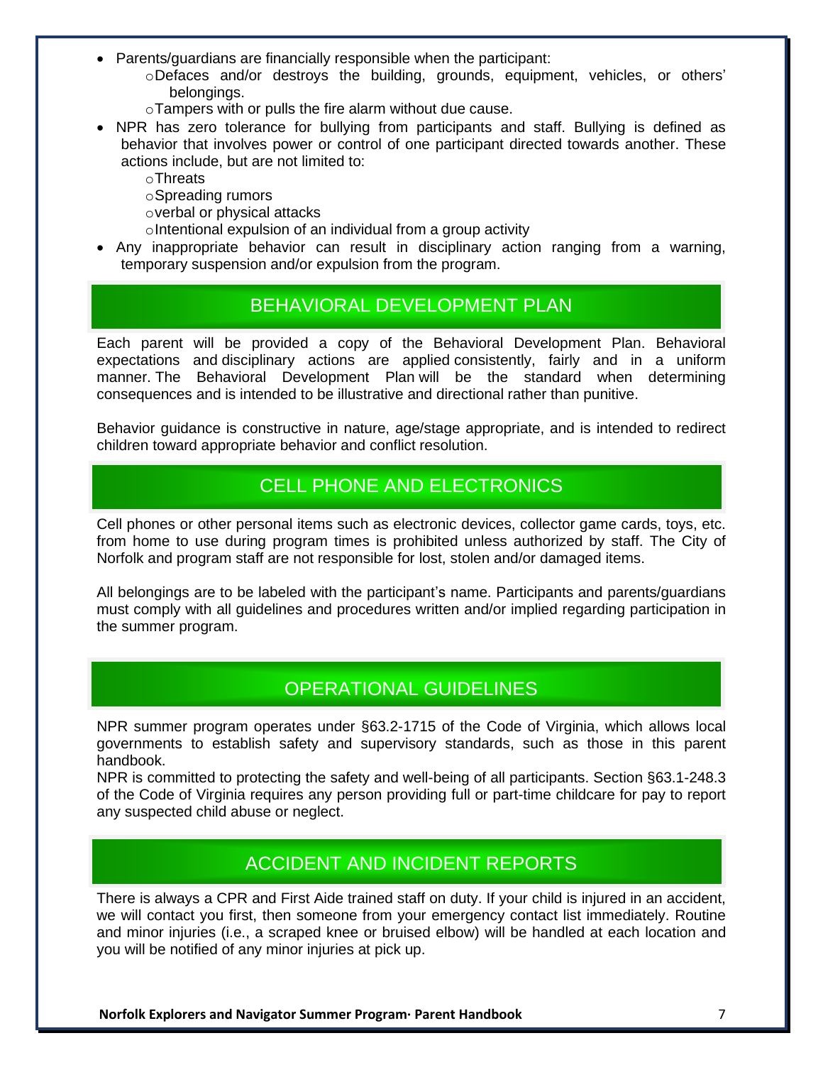- Parents/guardians are financially responsible when the participant:
  - Defaces and/or destroys the building, grounds, equipment, vehicles, or others' belongings.
  - Tampers with or pulls the fire alarm without due cause.
- NPR has zero tolerance for bullying from participants and staff. Bullying is defined as behavior that involves power or control of one participant directed towards another. These actions include, but are not limited to:
  - Threats
  - Spreading rumors
  - verbal or physical attacks
  - Intentional expulsion of an individual from a group activity
- Any inappropriate behavior can result in disciplinary action ranging from a warning, temporary suspension and/or expulsion from the program.

## BEHAVIORAL DEVELOPMENT PLAN

Each parent will be provided a copy of the Behavioral Development Plan. Behavioral expectations and disciplinary actions are applied consistently, fairly and in a uniform manner. The Behavioral Development Plan will be the standard when determining consequences and is intended to be illustrative and directional rather than punitive.

Behavior guidance is constructive in nature, age/stage appropriate, and is intended to redirect children toward appropriate behavior and conflict resolution.

## CELL PHONE AND ELECTRONICS

Cell phones or other personal items such as electronic devices, collector game cards, toys, etc. from home to use during program times is prohibited unless authorized by staff. The City of Norfolk and program staff are not responsible for lost, stolen and/or damaged items.

All belongings are to be labeled with the participant's name. Participants and parents/guardians must comply with all guidelines and procedures written and/or implied regarding participation in the summer program.

## OPERATIONAL GUIDELINES

NPR summer program operates under §63.2-1715 of the Code of Virginia, which allows local governments to establish safety and supervisory standards, such as those in this parent handbook.
NPR is committed to protecting the safety and well-being of all participants. Section §63.1-248.3 of the Code of Virginia requires any person providing full or part-time childcare for pay to report any suspected child abuse or neglect.

## ACCIDENT AND INCIDENT REPORTS

There is always a CPR and First Aide trained staff on duty. If your child is injured in an accident, we will contact you first, then someone from your emergency contact list immediately. Routine and minor injuries (i.e., a scraped knee or bruised elbow) will be handled at each location and you will be notified of any minor injuries at pick up.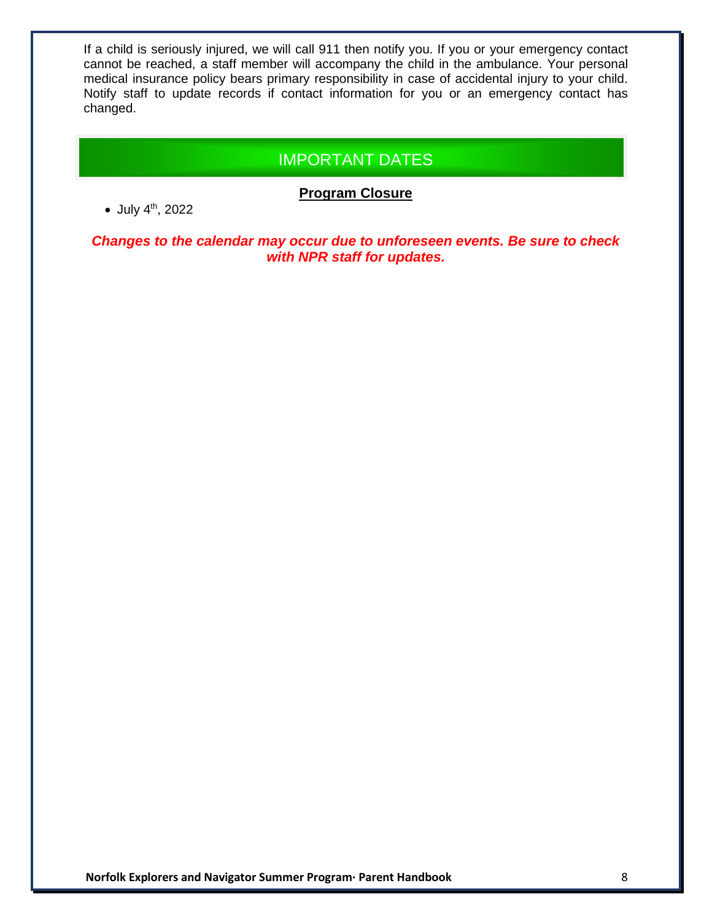If a child is seriously injured, we will call 911 then notify you. If you or your emergency contact cannot be reached, a staff member will accompany the child in the ambulance. Your personal medical insurance policy bears primary responsibility in case of accidental injury to your child. Notify staff to update records if contact information for you or an emergency contact has changed.

## IMPORTANT DATES

**Program Closure**

- July 4th, 2022

***Changes to the calendar may occur due to unforeseen events. Be sure to check with NPR staff for updates.***